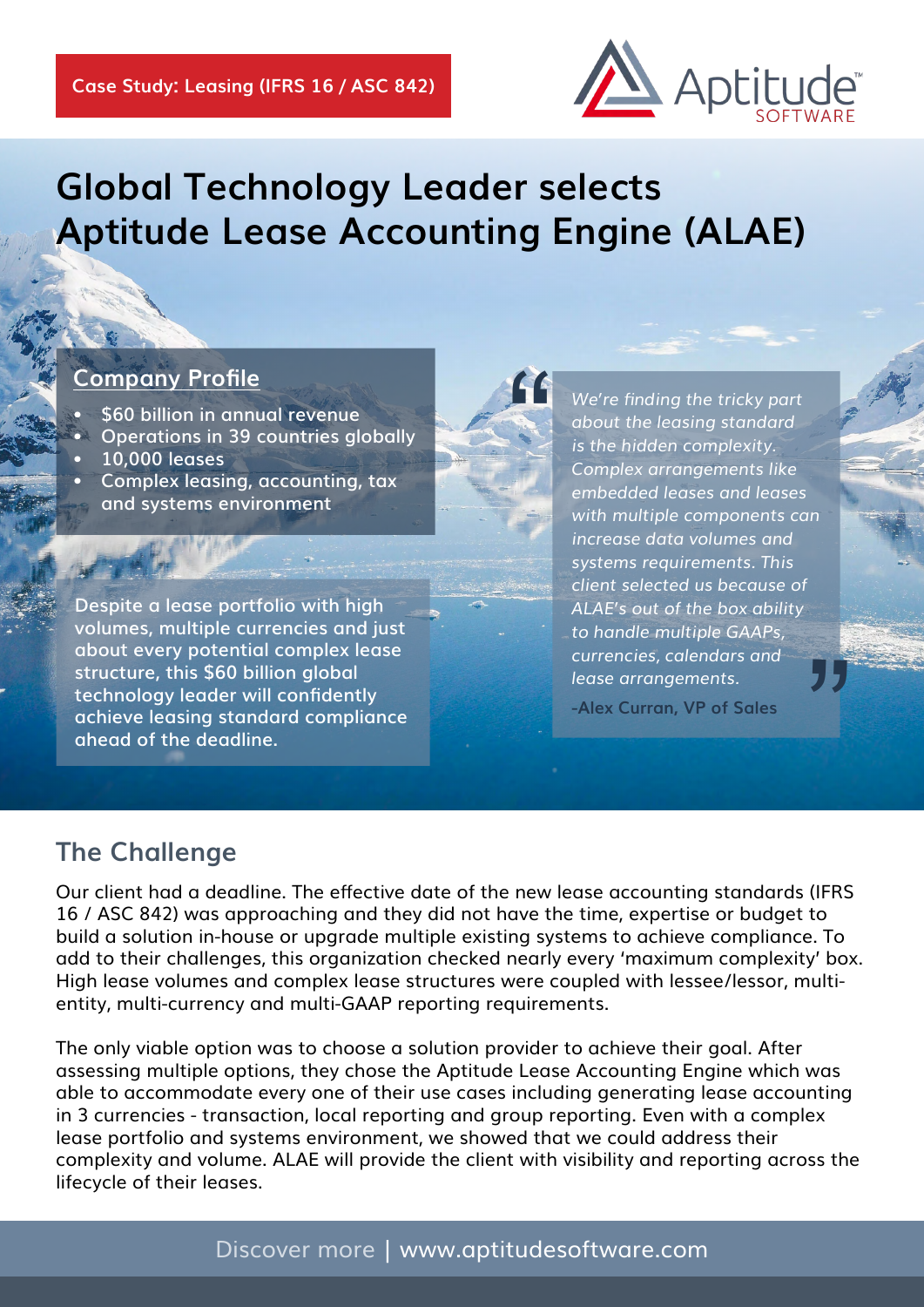Case Study: Leasing (IFRS 16 / ASC 842)

Aptitude SOFTWARE

# Global Technology Leader selects Aptitude Lease Accounting Engine (ALAE)

## Company Profile

- $60 billion in annual revenue
- Operations in 39 countries globally
- 10,000 leases
- Complex leasing, accounting, tax and systems environment

Despite a lease portfolio with high volumes, multiple currencies and just about every potential complex lease structure, this $60 billion global technology leader will confidently achieve leasing standard compliance ahead of the deadline.

> *"We're finding the tricky part about the leasing standard is the hidden complexity. Complex arrangements like embedded leases and leases with multiple components can increase data volumes and systems requirements. This client selected us because of ALAE's out of the box ability to handle multiple GAAPs, currencies, calendars and lease arrangements."*
>
> **-Alex Curran, VP of Sales**

## The Challenge

Our client had a deadline. The effective date of the new lease accounting standards (IFRS 16 / ASC 842) was approaching and they did not have the time, expertise or budget to build a solution in-house or upgrade multiple existing systems to achieve compliance. To add to their challenges, this organization checked nearly every 'maximum complexity' box. High lease volumes and complex lease structures were coupled with lessee/lessor, multi-entity, multi-currency and multi-GAAP reporting requirements.

The only viable option was to choose a solution provider to achieve their goal. After assessing multiple options, they chose the Aptitude Lease Accounting Engine which was able to accommodate every one of their use cases including generating lease accounting in 3 currencies - transaction, local reporting and group reporting. Even with a complex lease portfolio and systems environment, we showed that we could address their complexity and volume. ALAE will provide the client with visibility and reporting across the lifecycle of their leases.

Discover more | www.aptitudesoftware.com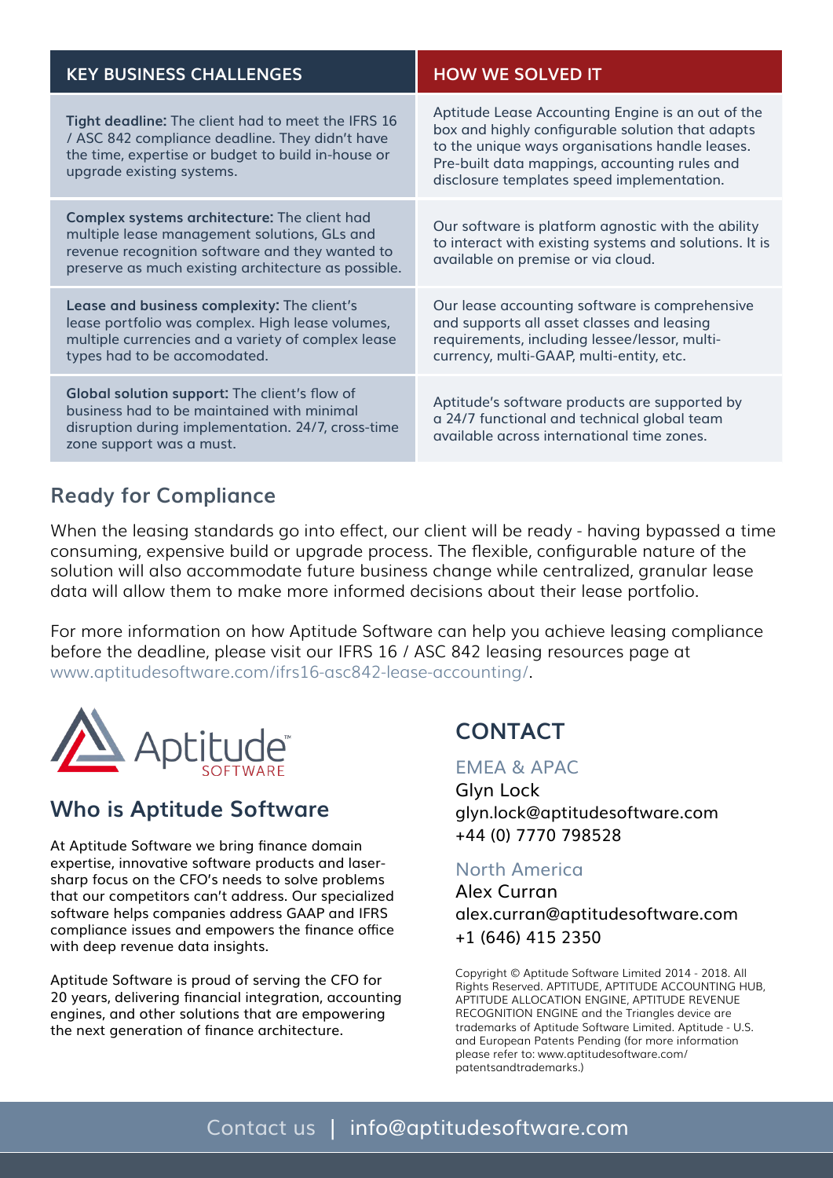| KEY BUSINESS CHALLENGES | HOW WE SOLVED IT |
|---|---|
| **Tight deadline:** The client had to meet the IFRS 16 / ASC 842 compliance deadline. They didn't have the time, expertise or budget to build in-house or upgrade existing systems. | Aptitude Lease Accounting Engine is an out of the box and highly configurable solution that adapts to the unique ways organisations handle leases. Pre-built data mappings, accounting rules and disclosure templates speed implementation. |
| **Complex systems architecture:** The client had multiple lease management solutions, GLs and revenue recognition software and they wanted to preserve as much existing architecture as possible. | Our software is platform agnostic with the ability to interact with existing systems and solutions. It is available on premise or via cloud. |
| **Lease and business complexity:** The client's lease portfolio was complex. High lease volumes, multiple currencies and a variety of complex lease types had to be accomodated. | Our lease accounting software is comprehensive and supports all asset classes and leasing requirements, including lessee/lessor, multi-currency, multi-GAAP, multi-entity, etc. |
| **Global solution support:** The client's flow of business had to be maintained with minimal disruption during implementation. 24/7, cross-time zone support was a must. | Aptitude's software products are supported by a 24/7 functional and technical global team available across international time zones. |

## Ready for Compliance

When the leasing standards go into effect, our client will be ready - having bypassed a time consuming, expensive build or upgrade process. The flexible, configurable nature of the solution will also accommodate future business change while centralized, granular lease data will allow them to make more informed decisions about their lease portfolio.

For more information on how Aptitude Software can help you achieve leasing compliance before the deadline, please visit our IFRS 16 / ASC 842 leasing resources page at www.aptitudesoftware.com/ifrs16-asc842-lease-accounting/.

Aptitude SOFTWARE

## Who is Aptitude Software

At Aptitude Software we bring finance domain expertise, innovative software products and laser-sharp focus on the CFO's needs to solve problems that our competitors can't address. Our specialized software helps companies address GAAP and IFRS compliance issues and empowers the finance office with deep revenue data insights.

Aptitude Software is proud of serving the CFO for 20 years, delivering financial integration, accounting engines, and other solutions that are empowering the next generation of finance architecture.

## CONTACT

### EMEA & APAC

Glyn Lock
glyn.lock@aptitudesoftware.com
+44 (0) 7770 798528

### North America

Alex Curran
alex.curran@aptitudesoftware.com
+1 (646) 415 2350

Copyright © Aptitude Software Limited 2014 - 2018. All Rights Reserved. APTITUDE, APTITUDE ACCOUNTING HUB, APTITUDE ALLOCATION ENGINE, APTITUDE REVENUE RECOGNITION ENGINE and the Triangles device are trademarks of Aptitude Software Limited. Aptitude - U.S. and European Patents Pending (for more information please refer to: www.aptitudesoftware.com/patentsandtrademarks.)

Contact us | info@aptitudesoftware.com